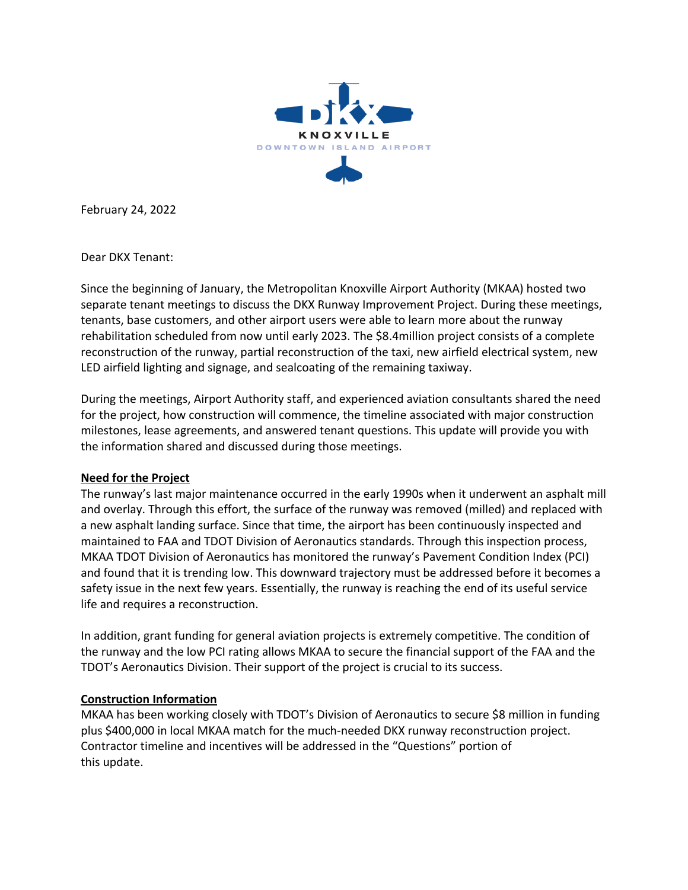KNOXVILLE
DOWNTOWN ISLAND AIRPORT

February 24, 2022

Dear DKX Tenant:

Since the beginning of January, the Metropolitan Knoxville Airport Authority (MKAA) hosted two separate tenant meetings to discuss the DKX Runway Improvement Project. During these meetings, tenants, base customers, and other airport users were able to learn more about the runway rehabilitation scheduled from now until early 2023. The $8.4million project consists of a complete reconstruction of the runway, partial reconstruction of the taxi, new airfield electrical system, new LED airfield lighting and signage, and sealcoating of the remaining taxiway.

During the meetings, Airport Authority staff, and experienced aviation consultants shared the need for the project, how construction will commence, the timeline associated with major construction milestones, lease agreements, and answered tenant questions. This update will provide you with the information shared and discussed during those meetings.

**Need for the Project**

The runway's last major maintenance occurred in the early 1990s when it underwent an asphalt mill and overlay. Through this effort, the surface of the runway was removed (milled) and replaced with a new asphalt landing surface. Since that time, the airport has been continuously inspected and maintained to FAA and TDOT Division of Aeronautics standards. Through this inspection process, MKAA TDOT Division of Aeronautics has monitored the runway's Pavement Condition Index (PCI) and found that it is trending low. This downward trajectory must be addressed before it becomes a safety issue in the next few years. Essentially, the runway is reaching the end of its useful service life and requires a reconstruction.

In addition, grant funding for general aviation projects is extremely competitive. The condition of the runway and the low PCI rating allows MKAA to secure the financial support of the FAA and the TDOT's Aeronautics Division. Their support of the project is crucial to its success.

**Construction Information**

MKAA has been working closely with TDOT's Division of Aeronautics to secure $8 million in funding plus $400,000 in local MKAA match for the much-needed DKX runway reconstruction project. Contractor timeline and incentives will be addressed in the "Questions" portion of this update.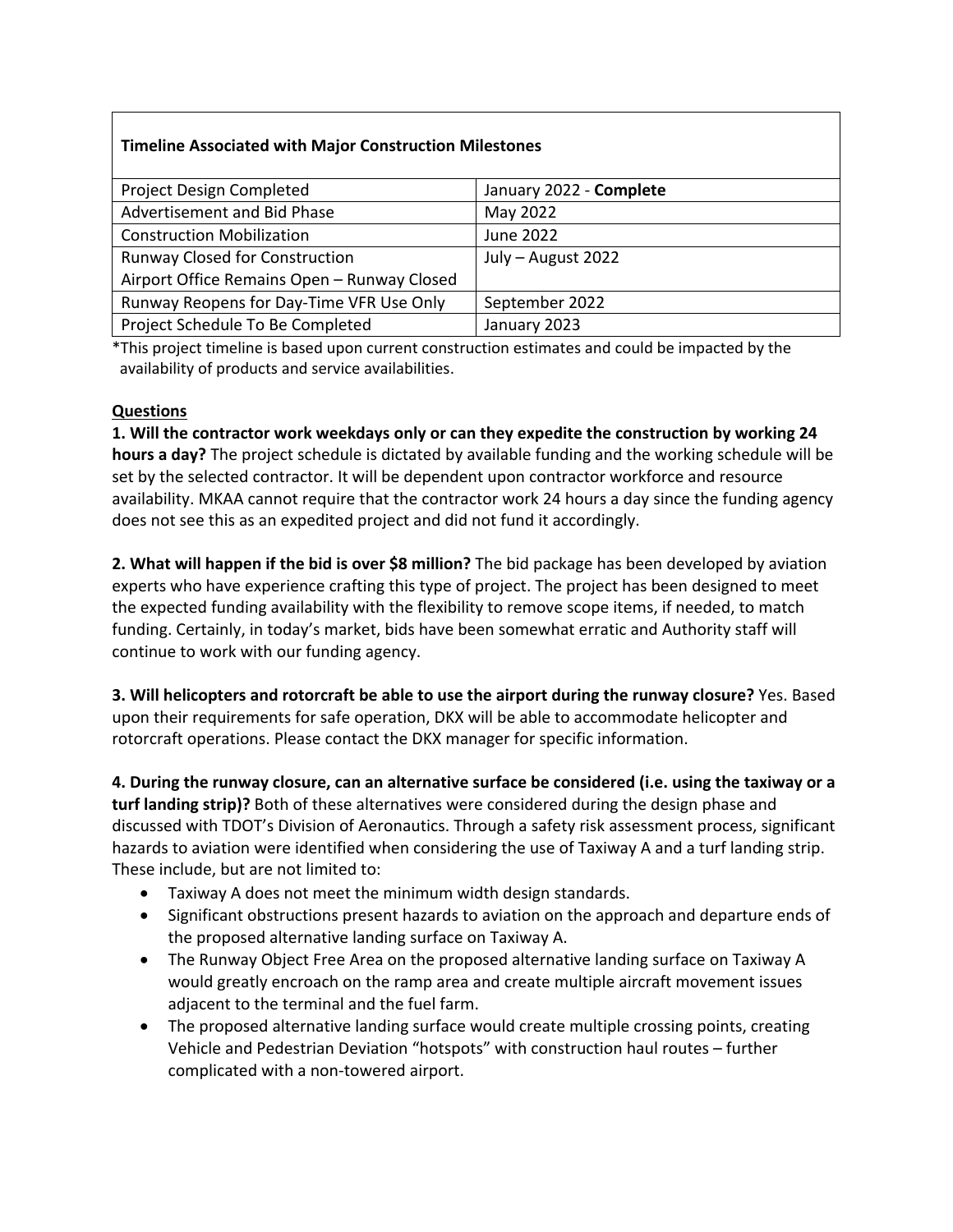| Timeline Associated with Major Construction Milestones | |
|---|---|
| Project Design Completed | January 2022 - **Complete** |
| Advertisement and Bid Phase | May 2022 |
| Construction Mobilization | June 2022 |
| Runway Closed for Construction<br>Airport Office Remains Open – Runway Closed | July – August 2022 |
| Runway Reopens for Day-Time VFR Use Only | September 2022 |
| Project Schedule To Be Completed | January 2023 |

*This project timeline is based upon current construction estimates and could be impacted by the availability of products and service availabilities.

## Questions

**1. Will the contractor work weekdays only or can they expedite the construction by working 24 hours a day?** The project schedule is dictated by available funding and the working schedule will be set by the selected contractor. It will be dependent upon contractor workforce and resource availability. MKAA cannot require that the contractor work 24 hours a day since the funding agency does not see this as an expedited project and did not fund it accordingly.

**2. What will happen if the bid is over $8 million?** The bid package has been developed by aviation experts who have experience crafting this type of project. The project has been designed to meet the expected funding availability with the flexibility to remove scope items, if needed, to match funding. Certainly, in today's market, bids have been somewhat erratic and Authority staff will continue to work with our funding agency.

**3. Will helicopters and rotorcraft be able to use the airport during the runway closure?** Yes. Based upon their requirements for safe operation, DKX will be able to accommodate helicopter and rotorcraft operations. Please contact the DKX manager for specific information.

**4. During the runway closure, can an alternative surface be considered (i.e. using the taxiway or a turf landing strip)?** Both of these alternatives were considered during the design phase and discussed with TDOT's Division of Aeronautics. Through a safety risk assessment process, significant hazards to aviation were identified when considering the use of Taxiway A and a turf landing strip. These include, but are not limited to:

- Taxiway A does not meet the minimum width design standards.
- Significant obstructions present hazards to aviation on the approach and departure ends of the proposed alternative landing surface on Taxiway A.
- The Runway Object Free Area on the proposed alternative landing surface on Taxiway A would greatly encroach on the ramp area and create multiple aircraft movement issues adjacent to the terminal and the fuel farm.
- The proposed alternative landing surface would create multiple crossing points, creating Vehicle and Pedestrian Deviation "hotspots" with construction haul routes – further complicated with a non-towered airport.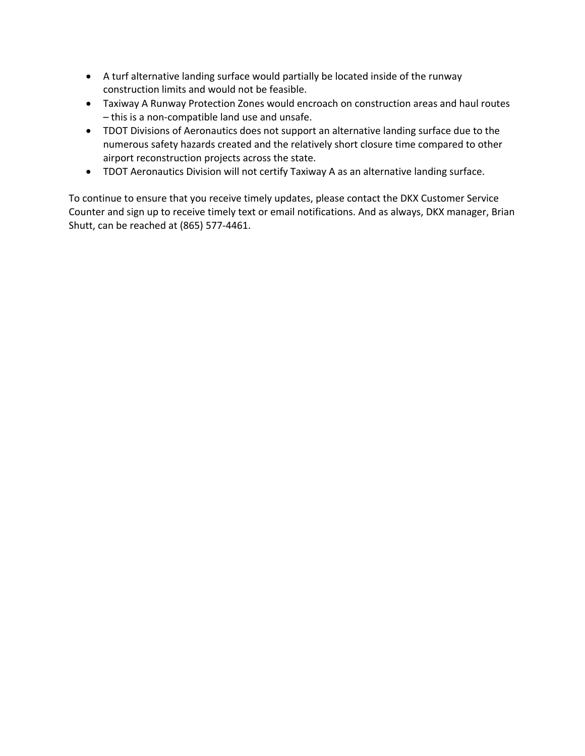- A turf alternative landing surface would partially be located inside of the runway construction limits and would not be feasible.
- Taxiway A Runway Protection Zones would encroach on construction areas and haul routes – this is a non-compatible land use and unsafe.
- TDOT Divisions of Aeronautics does not support an alternative landing surface due to the numerous safety hazards created and the relatively short closure time compared to other airport reconstruction projects across the state.
- TDOT Aeronautics Division will not certify Taxiway A as an alternative landing surface.

To continue to ensure that you receive timely updates, please contact the DKX Customer Service Counter and sign up to receive timely text or email notifications. And as always, DKX manager, Brian Shutt, can be reached at (865) 577-4461.